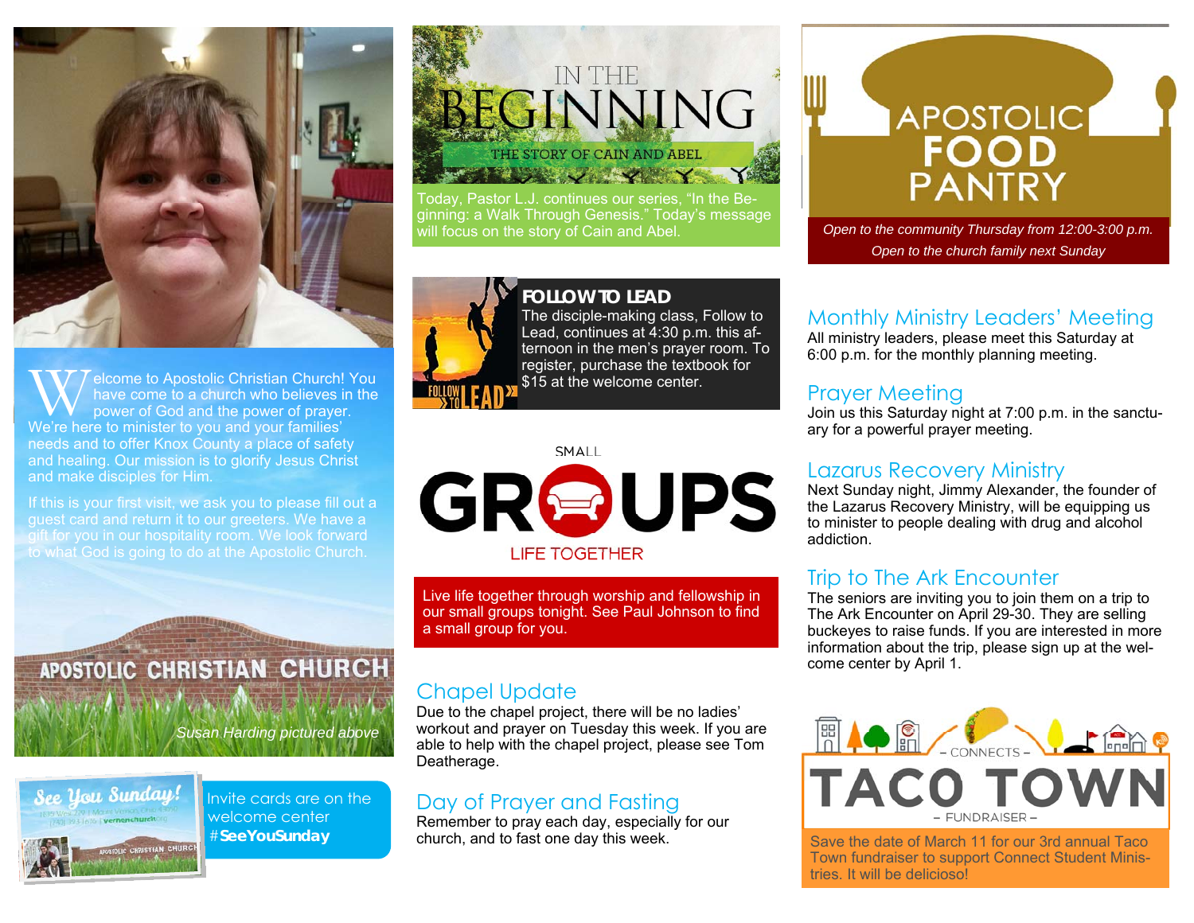Welcome to Apostolic Christian Church! You have come to a church who believes in the power of God and the power of prayer. We're here to minister to you and your families' needs and to offer Knox County a place of safety and healing. Our mission is to glorify Jesus Christ and make disciples for Him.

If this is your first visit, we ask you to please fill out a guest card and return it to our greeters. We have a gift for you in our hospitality room. We look forward to what God is going to do at the Apostolic Church.

APOSTOLIC CHRISTIAN CHURCH

*Susan Harding pictured above*

Invite cards are on the welcome center #**SeeYouSunday**

## IN THE BEGINNING

THE STORY OF CAIN AND ABEL

Today, Pastor L.J. continues our series, "In the Beginning: a Walk Through Genesis." Today's message will focus on the story of Cain and Abel.

## FOLLOW TO LEAD

The disciple-making class, Follow to Lead, continues at 4:30 p.m. this afternoon in the men's prayer room. To register, purchase the textbook for $15 at the welcome center.

## SMALL GROUPS

LIFE TOGETHER

Live life together through worship and fellowship in our small groups tonight. See Paul Johnson to find a small group for you.

## Chapel Update

Due to the chapel project, there will be no ladies' workout and prayer on Tuesday this week. If you are able to help with the chapel project, please see Tom Deatherage.

## Day of Prayer and Fasting

Remember to pray each day, especially for our church, and to fast one day this week.

## APOSTOLIC FOOD PANTRY

*Open to the community Thursday from 12:00-3:00 p.m.*

*Open to the church family next Sunday*

## Monthly Ministry Leaders' Meeting

All ministry leaders, please meet this Saturday at 6:00 p.m. for the monthly planning meeting.

## Prayer Meeting

Join us this Saturday night at 7:00 p.m. in the sanctuary for a powerful prayer meeting.

## Lazarus Recovery Ministry

Next Sunday night, Jimmy Alexander, the founder of the Lazarus Recovery Ministry, will be equipping us to minister to people dealing with drug and alcohol addiction.

## Trip to The Ark Encounter

The seniors are inviting you to join them on a trip to The Ark Encounter on April 29-30. They are selling buckeyes to raise funds. If you are interested in more information about the trip, please sign up at the welcome center by April 1.

## CONNECTS TACO TOWN FUNDRAISER

Save the date of March 11 for our 3rd annual Taco Town fundraiser to support Connect Student Ministries. It will be delicioso!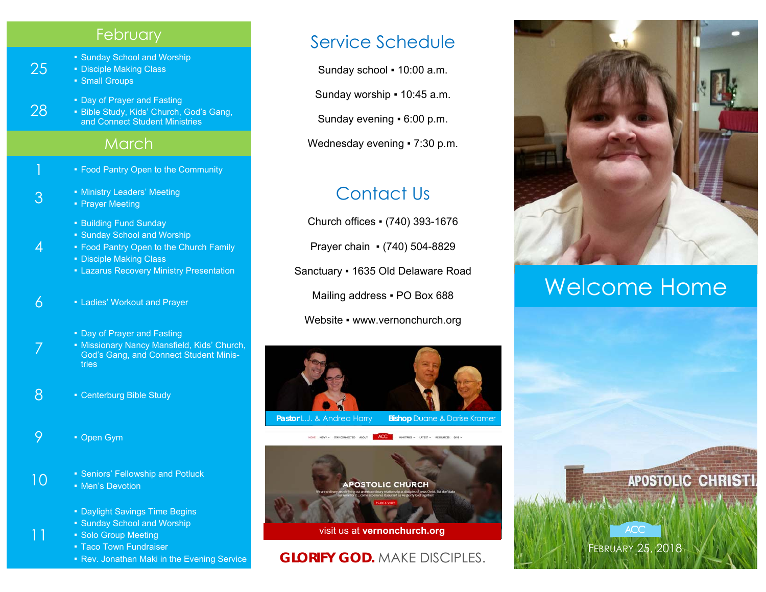## February

**25**
- Sunday School and Worship
- Disciple Making Class
- Small Groups

**28**
- Day of Prayer and Fasting
- Bible Study, Kids' Church, God's Gang, and Connect Student Ministries

## March

**1**
- Food Pantry Open to the Community

**3**
- Ministry Leaders' Meeting
- Prayer Meeting

**4**
- Building Fund Sunday
- Sunday School and Worship
- Food Pantry Open to the Church Family
- Disciple Making Class
- Lazarus Recovery Ministry Presentation

**6**
- Ladies' Workout and Prayer

**7**
- Day of Prayer and Fasting
- Missionary Nancy Mansfield, Kids' Church, God's Gang, and Connect Student Ministries

**8**
- Centerburg Bible Study

**9**
- Open Gym

**10**
- Seniors' Fellowship and Potluck
- Men's Devotion

**11**
- Daylight Savings Time Begins
- Sunday School and Worship
- Solo Group Meeting
- Taco Town Fundraiser
- Rev. Jonathan Maki in the Evening Service

## Service Schedule

Sunday school ▪ 10:00 a.m.

Sunday worship ▪ 10:45 a.m.

Sunday evening ▪ 6:00 p.m.

Wednesday evening ▪ 7:30 p.m.

## Contact Us

Church offices ▪ (740) 393-1676

Prayer chain ▪ (740) 504-8829

Sanctuary ▪ 1635 Old Delaware Road

Mailing address ▪ PO Box 688

Website ▪ www.vernonchurch.org

**Pastor** L.J. & Andrea Harry  **Bishop** Duane & Dorise Kramer

visit us at **vernonchurch.org**

**GLORIFY GOD.** MAKE DISCIPLES.

# Welcome Home

ACC

FEBRUARY 25, 2018